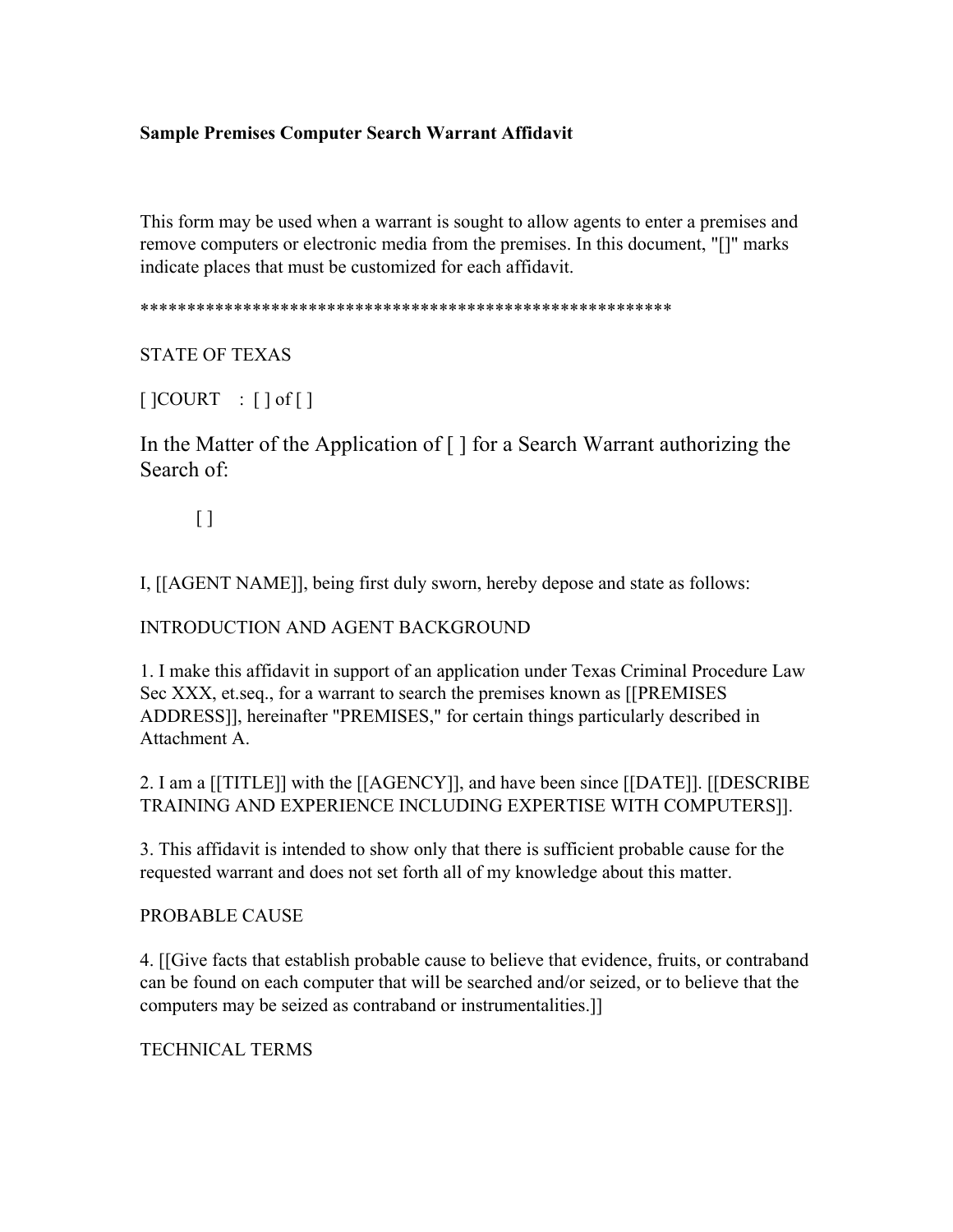**Sample Premises Computer Search Warrant Affidavit**

This form may be used when a warrant is sought to allow agents to enter a premises and remove computers or electronic media from the premises. In this document, "[]" marks indicate places that must be customized for each affidavit.

*******************************************************

STATE OF TEXAS

[ ]COURT : [ ] of [ ]

In the Matter of the Application of [ ] for a Search Warrant authorizing the Search of:

[ ]

I, [[AGENT NAME]], being first duly sworn, hereby depose and state as follows:

INTRODUCTION AND AGENT BACKGROUND

1. I make this affidavit in support of an application under Texas Criminal Procedure Law Sec XXX, et.seq., for a warrant to search the premises known as [[PREMISES ADDRESS]], hereinafter "PREMISES," for certain things particularly described in Attachment A.

2. I am a [[TITLE]] with the [[AGENCY]], and have been since [[DATE]]. [[DESCRIBE TRAINING AND EXPERIENCE INCLUDING EXPERTISE WITH COMPUTERS]].

3. This affidavit is intended to show only that there is sufficient probable cause for the requested warrant and does not set forth all of my knowledge about this matter.

PROBABLE CAUSE

4. [[Give facts that establish probable cause to believe that evidence, fruits, or contraband can be found on each computer that will be searched and/or seized, or to believe that the computers may be seized as contraband or instrumentalities.]]

TECHNICAL TERMS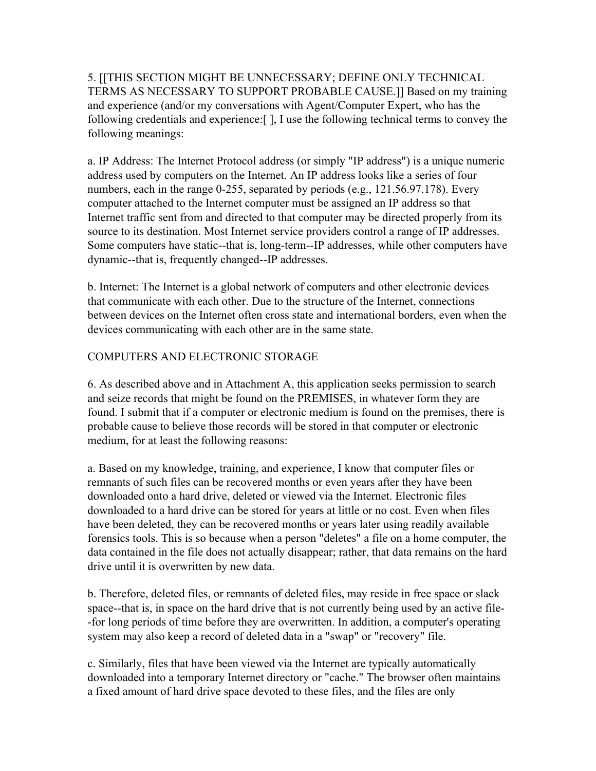5. [[THIS SECTION MIGHT BE UNNECESSARY; DEFINE ONLY TECHNICAL TERMS AS NECESSARY TO SUPPORT PROBABLE CAUSE.]] Based on my training and experience (and/or my conversations with Agent/Computer Expert, who has the following credentials and experience:[ ], I use the following technical terms to convey the following meanings:

a. IP Address: The Internet Protocol address (or simply "IP address") is a unique numeric address used by computers on the Internet. An IP address looks like a series of four numbers, each in the range 0-255, separated by periods (e.g., 121.56.97.178). Every computer attached to the Internet computer must be assigned an IP address so that Internet traffic sent from and directed to that computer may be directed properly from its source to its destination. Most Internet service providers control a range of IP addresses. Some computers have static--that is, long-term--IP addresses, while other computers have dynamic--that is, frequently changed--IP addresses.

b. Internet: The Internet is a global network of computers and other electronic devices that communicate with each other. Due to the structure of the Internet, connections between devices on the Internet often cross state and international borders, even when the devices communicating with each other are in the same state.

COMPUTERS AND ELECTRONIC STORAGE

6. As described above and in Attachment A, this application seeks permission to search and seize records that might be found on the PREMISES, in whatever form they are found. I submit that if a computer or electronic medium is found on the premises, there is probable cause to believe those records will be stored in that computer or electronic medium, for at least the following reasons:

a. Based on my knowledge, training, and experience, I know that computer files or remnants of such files can be recovered months or even years after they have been downloaded onto a hard drive, deleted or viewed via the Internet. Electronic files downloaded to a hard drive can be stored for years at little or no cost. Even when files have been deleted, they can be recovered months or years later using readily available forensics tools. This is so because when a person "deletes" a file on a home computer, the data contained in the file does not actually disappear; rather, that data remains on the hard drive until it is overwritten by new data.

b. Therefore, deleted files, or remnants of deleted files, may reside in free space or slack space--that is, in space on the hard drive that is not currently being used by an active file--for long periods of time before they are overwritten. In addition, a computer's operating system may also keep a record of deleted data in a "swap" or "recovery" file.

c. Similarly, files that have been viewed via the Internet are typically automatically downloaded into a temporary Internet directory or "cache." The browser often maintains a fixed amount of hard drive space devoted to these files, and the files are only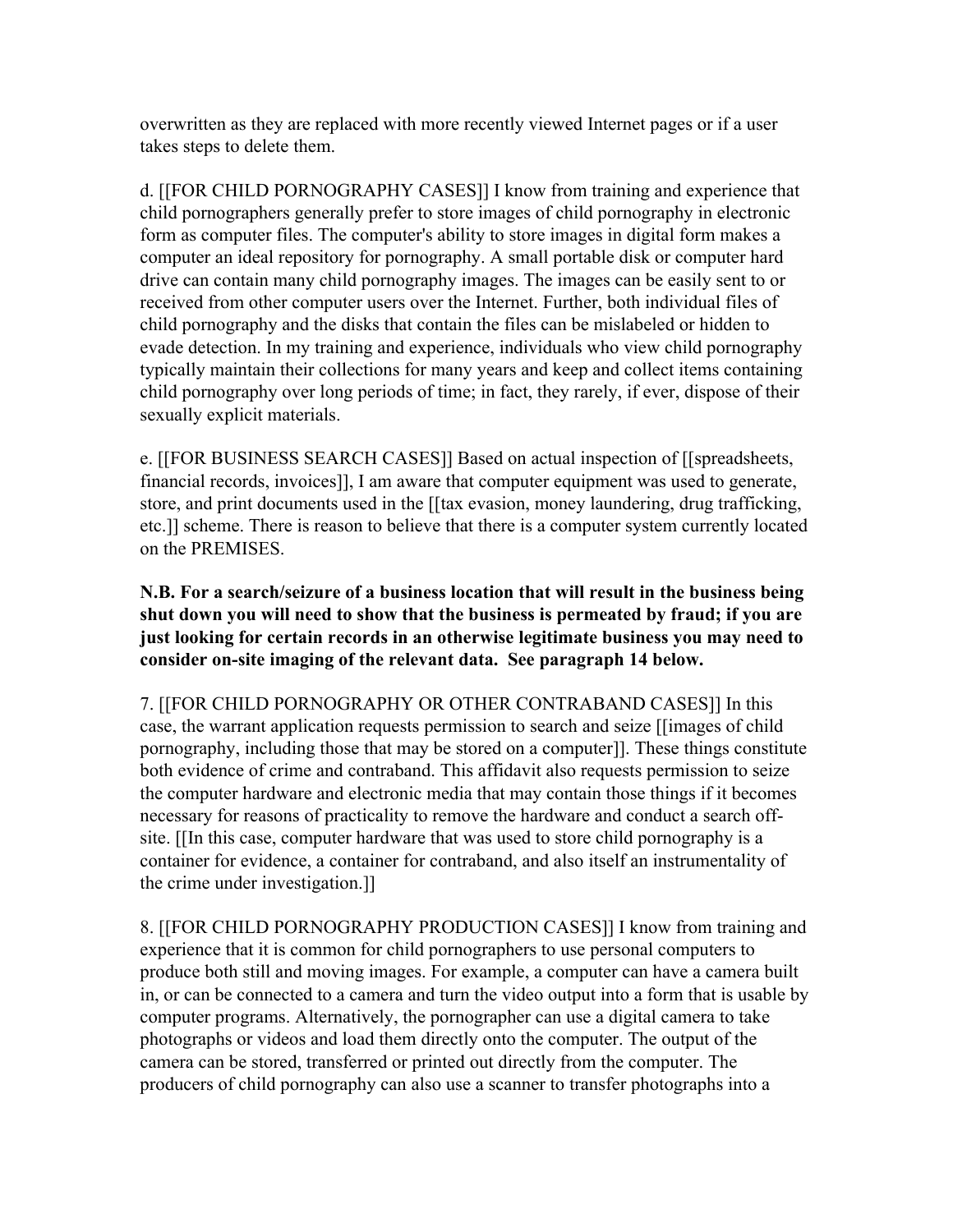overwritten as they are replaced with more recently viewed Internet pages or if a user takes steps to delete them.

d. [[FOR CHILD PORNOGRAPHY CASES]] I know from training and experience that child pornographers generally prefer to store images of child pornography in electronic form as computer files. The computer's ability to store images in digital form makes a computer an ideal repository for pornography. A small portable disk or computer hard drive can contain many child pornography images. The images can be easily sent to or received from other computer users over the Internet. Further, both individual files of child pornography and the disks that contain the files can be mislabeled or hidden to evade detection. In my training and experience, individuals who view child pornography typically maintain their collections for many years and keep and collect items containing child pornography over long periods of time; in fact, they rarely, if ever, dispose of their sexually explicit materials.

e. [[FOR BUSINESS SEARCH CASES]] Based on actual inspection of [[spreadsheets, financial records, invoices]], I am aware that computer equipment was used to generate, store, and print documents used in the [[tax evasion, money laundering, drug trafficking, etc.]] scheme. There is reason to believe that there is a computer system currently located on the PREMISES.

**N.B. For a search/seizure of a business location that will result in the business being shut down you will need to show that the business is permeated by fraud; if you are just looking for certain records in an otherwise legitimate business you may need to consider on-site imaging of the relevant data. See paragraph 14 below.**

7. [[FOR CHILD PORNOGRAPHY OR OTHER CONTRABAND CASES]] In this case, the warrant application requests permission to search and seize [[images of child pornography, including those that may be stored on a computer]]. These things constitute both evidence of crime and contraband. This affidavit also requests permission to seize the computer hardware and electronic media that may contain those things if it becomes necessary for reasons of practicality to remove the hardware and conduct a search off-site. [[In this case, computer hardware that was used to store child pornography is a container for evidence, a container for contraband, and also itself an instrumentality of the crime under investigation.]]

8. [[FOR CHILD PORNOGRAPHY PRODUCTION CASES]] I know from training and experience that it is common for child pornographers to use personal computers to produce both still and moving images. For example, a computer can have a camera built in, or can be connected to a camera and turn the video output into a form that is usable by computer programs. Alternatively, the pornographer can use a digital camera to take photographs or videos and load them directly onto the computer. The output of the camera can be stored, transferred or printed out directly from the computer. The producers of child pornography can also use a scanner to transfer photographs into a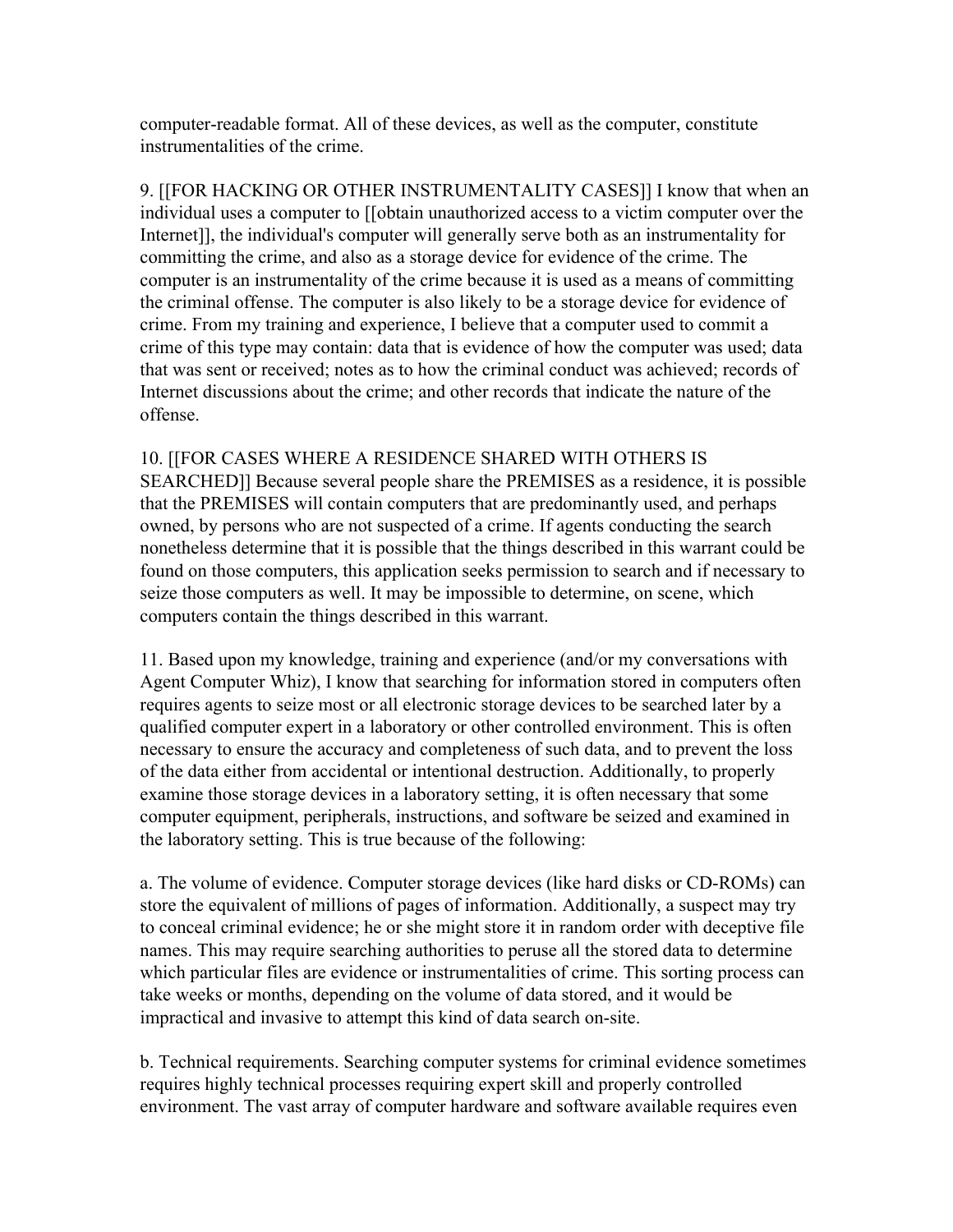computer-readable format. All of these devices, as well as the computer, constitute instrumentalities of the crime.

9. [[FOR HACKING OR OTHER INSTRUMENTALITY CASES]] I know that when an individual uses a computer to [[obtain unauthorized access to a victim computer over the Internet]], the individual's computer will generally serve both as an instrumentality for committing the crime, and also as a storage device for evidence of the crime. The computer is an instrumentality of the crime because it is used as a means of committing the criminal offense. The computer is also likely to be a storage device for evidence of crime. From my training and experience, I believe that a computer used to commit a crime of this type may contain: data that is evidence of how the computer was used; data that was sent or received; notes as to how the criminal conduct was achieved; records of Internet discussions about the crime; and other records that indicate the nature of the offense.

10. [[FOR CASES WHERE A RESIDENCE SHARED WITH OTHERS IS SEARCHED]] Because several people share the PREMISES as a residence, it is possible that the PREMISES will contain computers that are predominantly used, and perhaps owned, by persons who are not suspected of a crime. If agents conducting the search nonetheless determine that it is possible that the things described in this warrant could be found on those computers, this application seeks permission to search and if necessary to seize those computers as well. It may be impossible to determine, on scene, which computers contain the things described in this warrant.

11. Based upon my knowledge, training and experience (and/or my conversations with Agent Computer Whiz), I know that searching for information stored in computers often requires agents to seize most or all electronic storage devices to be searched later by a qualified computer expert in a laboratory or other controlled environment. This is often necessary to ensure the accuracy and completeness of such data, and to prevent the loss of the data either from accidental or intentional destruction. Additionally, to properly examine those storage devices in a laboratory setting, it is often necessary that some computer equipment, peripherals, instructions, and software be seized and examined in the laboratory setting. This is true because of the following:

a. The volume of evidence. Computer storage devices (like hard disks or CD-ROMs) can store the equivalent of millions of pages of information. Additionally, a suspect may try to conceal criminal evidence; he or she might store it in random order with deceptive file names. This may require searching authorities to peruse all the stored data to determine which particular files are evidence or instrumentalities of crime. This sorting process can take weeks or months, depending on the volume of data stored, and it would be impractical and invasive to attempt this kind of data search on-site.

b. Technical requirements. Searching computer systems for criminal evidence sometimes requires highly technical processes requiring expert skill and properly controlled environment. The vast array of computer hardware and software available requires even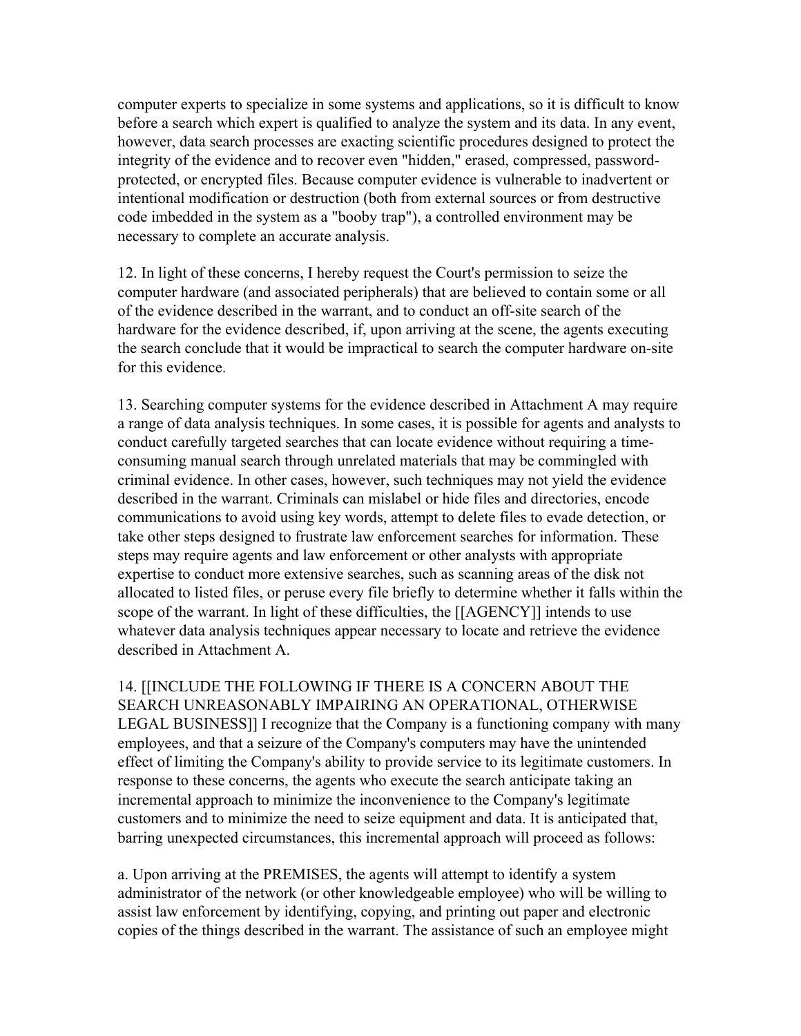computer experts to specialize in some systems and applications, so it is difficult to know before a search which expert is qualified to analyze the system and its data. In any event, however, data search processes are exacting scientific procedures designed to protect the integrity of the evidence and to recover even "hidden," erased, compressed, password-protected, or encrypted files. Because computer evidence is vulnerable to inadvertent or intentional modification or destruction (both from external sources or from destructive code imbedded in the system as a "booby trap"), a controlled environment may be necessary to complete an accurate analysis.

12. In light of these concerns, I hereby request the Court's permission to seize the computer hardware (and associated peripherals) that are believed to contain some or all of the evidence described in the warrant, and to conduct an off-site search of the hardware for the evidence described, if, upon arriving at the scene, the agents executing the search conclude that it would be impractical to search the computer hardware on-site for this evidence.

13. Searching computer systems for the evidence described in Attachment A may require a range of data analysis techniques. In some cases, it is possible for agents and analysts to conduct carefully targeted searches that can locate evidence without requiring a time-consuming manual search through unrelated materials that may be commingled with criminal evidence. In other cases, however, such techniques may not yield the evidence described in the warrant. Criminals can mislabel or hide files and directories, encode communications to avoid using key words, attempt to delete files to evade detection, or take other steps designed to frustrate law enforcement searches for information. These steps may require agents and law enforcement or other analysts with appropriate expertise to conduct more extensive searches, such as scanning areas of the disk not allocated to listed files, or peruse every file briefly to determine whether it falls within the scope of the warrant. In light of these difficulties, the [[AGENCY]] intends to use whatever data analysis techniques appear necessary to locate and retrieve the evidence described in Attachment A.

14. [[INCLUDE THE FOLLOWING IF THERE IS A CONCERN ABOUT THE SEARCH UNREASONABLY IMPAIRING AN OPERATIONAL, OTHERWISE LEGAL BUSINESS]] I recognize that the Company is a functioning company with many employees, and that a seizure of the Company's computers may have the unintended effect of limiting the Company's ability to provide service to its legitimate customers. In response to these concerns, the agents who execute the search anticipate taking an incremental approach to minimize the inconvenience to the Company's legitimate customers and to minimize the need to seize equipment and data. It is anticipated that, barring unexpected circumstances, this incremental approach will proceed as follows:

a. Upon arriving at the PREMISES, the agents will attempt to identify a system administrator of the network (or other knowledgeable employee) who will be willing to assist law enforcement by identifying, copying, and printing out paper and electronic copies of the things described in the warrant. The assistance of such an employee might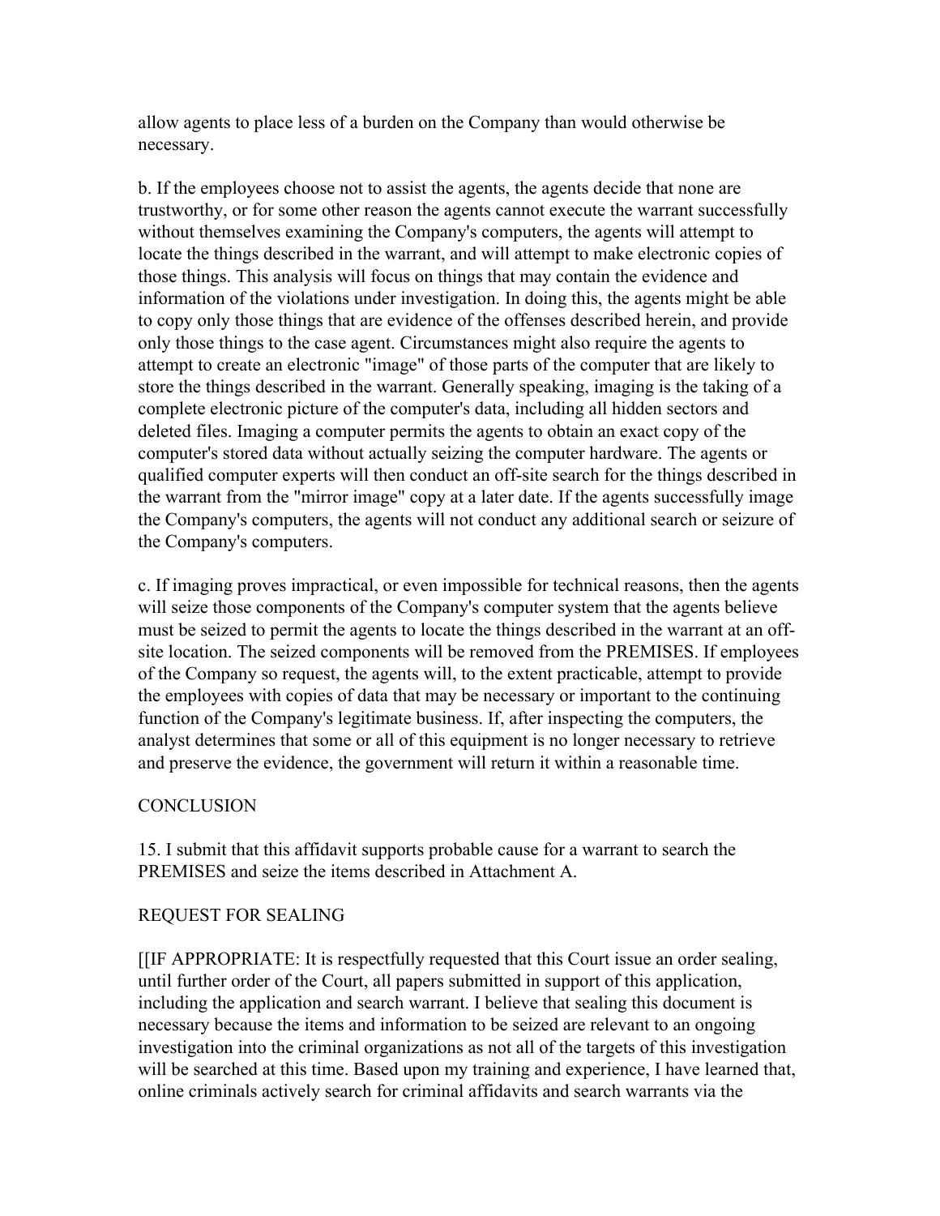allow agents to place less of a burden on the Company than would otherwise be necessary.

b. If the employees choose not to assist the agents, the agents decide that none are trustworthy, or for some other reason the agents cannot execute the warrant successfully without themselves examining the Company's computers, the agents will attempt to locate the things described in the warrant, and will attempt to make electronic copies of those things. This analysis will focus on things that may contain the evidence and information of the violations under investigation. In doing this, the agents might be able to copy only those things that are evidence of the offenses described herein, and provide only those things to the case agent. Circumstances might also require the agents to attempt to create an electronic "image" of those parts of the computer that are likely to store the things described in the warrant. Generally speaking, imaging is the taking of a complete electronic picture of the computer's data, including all hidden sectors and deleted files. Imaging a computer permits the agents to obtain an exact copy of the computer's stored data without actually seizing the computer hardware. The agents or qualified computer experts will then conduct an off-site search for the things described in the warrant from the "mirror image" copy at a later date. If the agents successfully image the Company's computers, the agents will not conduct any additional search or seizure of the Company's computers.

c. If imaging proves impractical, or even impossible for technical reasons, then the agents will seize those components of the Company's computer system that the agents believe must be seized to permit the agents to locate the things described in the warrant at an off-site location. The seized components will be removed from the PREMISES. If employees of the Company so request, the agents will, to the extent practicable, attempt to provide the employees with copies of data that may be necessary or important to the continuing function of the Company's legitimate business. If, after inspecting the computers, the analyst determines that some or all of this equipment is no longer necessary to retrieve and preserve the evidence, the government will return it within a reasonable time.

## CONCLUSION

15. I submit that this affidavit supports probable cause for a warrant to search the PREMISES and seize the items described in Attachment A.

## REQUEST FOR SEALING

[[IF APPROPRIATE: It is respectfully requested that this Court issue an order sealing, until further order of the Court, all papers submitted in support of this application, including the application and search warrant. I believe that sealing this document is necessary because the items and information to be seized are relevant to an ongoing investigation into the criminal organizations as not all of the targets of this investigation will be searched at this time. Based upon my training and experience, I have learned that, online criminals actively search for criminal affidavits and search warrants via the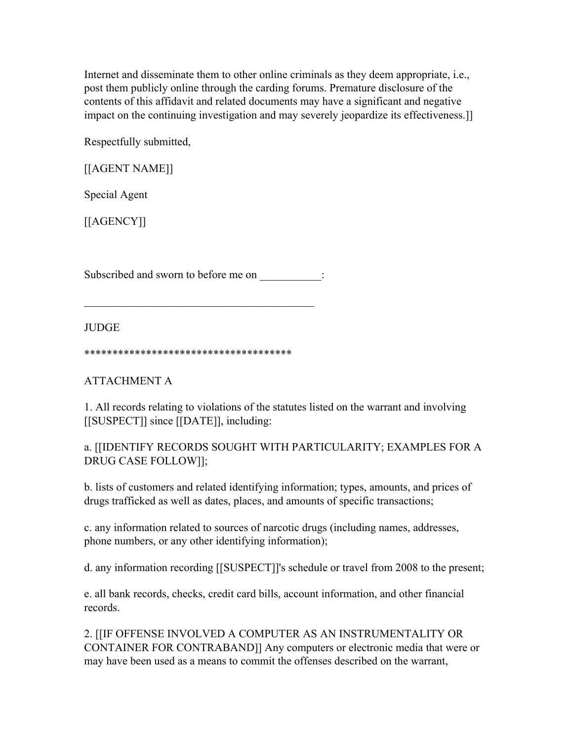Internet and disseminate them to other online criminals as they deem appropriate, i.e., post them publicly online through the carding forums. Premature disclosure of the contents of this affidavit and related documents may have a significant and negative impact on the continuing investigation and may severely jeopardize its effectiveness.]]

Respectfully submitted,

[[AGENT NAME]]

Special Agent

[[AGENCY]]

Subscribed and sworn to before me on ___________:

_________________________________________

JUDGE

*************************************

ATTACHMENT A

1. All records relating to violations of the statutes listed on the warrant and involving [[SUSPECT]] since [[DATE]], including:

a. [[IDENTIFY RECORDS SOUGHT WITH PARTICULARITY; EXAMPLES FOR A DRUG CASE FOLLOW]];

b. lists of customers and related identifying information; types, amounts, and prices of drugs trafficked as well as dates, places, and amounts of specific transactions;

c. any information related to sources of narcotic drugs (including names, addresses, phone numbers, or any other identifying information);

d. any information recording [[SUSPECT]]'s schedule or travel from 2008 to the present;

e. all bank records, checks, credit card bills, account information, and other financial records.

2. [[IF OFFENSE INVOLVED A COMPUTER AS AN INSTRUMENTALITY OR CONTAINER FOR CONTRABAND]] Any computers or electronic media that were or may have been used as a means to commit the offenses described on the warrant,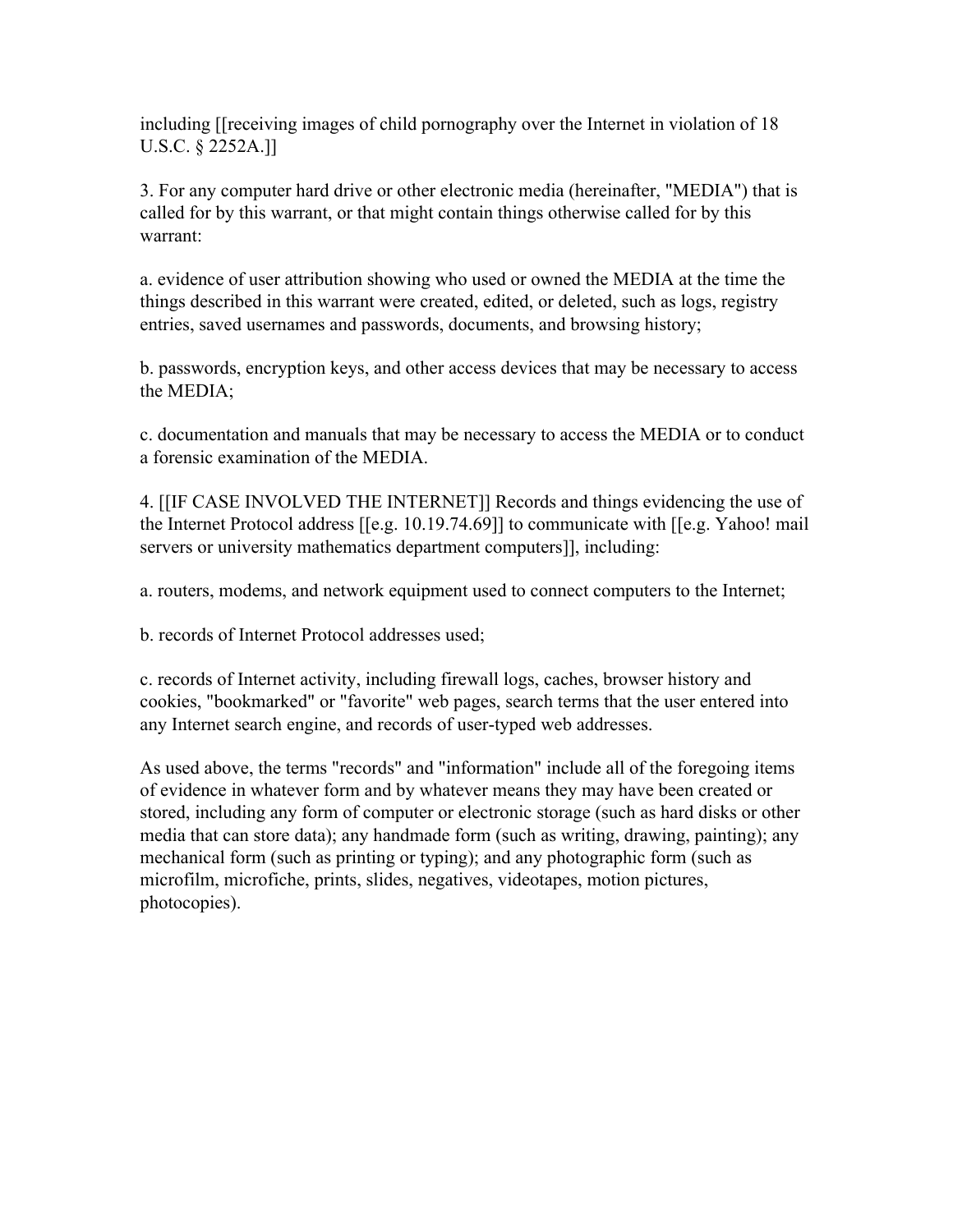including [[receiving images of child pornography over the Internet in violation of 18 U.S.C. § 2252A.]]

3. For any computer hard drive or other electronic media (hereinafter, "MEDIA") that is called for by this warrant, or that might contain things otherwise called for by this warrant:

a. evidence of user attribution showing who used or owned the MEDIA at the time the things described in this warrant were created, edited, or deleted, such as logs, registry entries, saved usernames and passwords, documents, and browsing history;

b. passwords, encryption keys, and other access devices that may be necessary to access the MEDIA;

c. documentation and manuals that may be necessary to access the MEDIA or to conduct a forensic examination of the MEDIA.

4. [[IF CASE INVOLVED THE INTERNET]] Records and things evidencing the use of the Internet Protocol address [[e.g. 10.19.74.69]] to communicate with [[e.g. Yahoo! mail servers or university mathematics department computers]], including:

a. routers, modems, and network equipment used to connect computers to the Internet;

b. records of Internet Protocol addresses used;

c. records of Internet activity, including firewall logs, caches, browser history and cookies, "bookmarked" or "favorite" web pages, search terms that the user entered into any Internet search engine, and records of user-typed web addresses.

As used above, the terms "records" and "information" include all of the foregoing items of evidence in whatever form and by whatever means they may have been created or stored, including any form of computer or electronic storage (such as hard disks or other media that can store data); any handmade form (such as writing, drawing, painting); any mechanical form (such as printing or typing); and any photographic form (such as microfilm, microfiche, prints, slides, negatives, videotapes, motion pictures, photocopies).